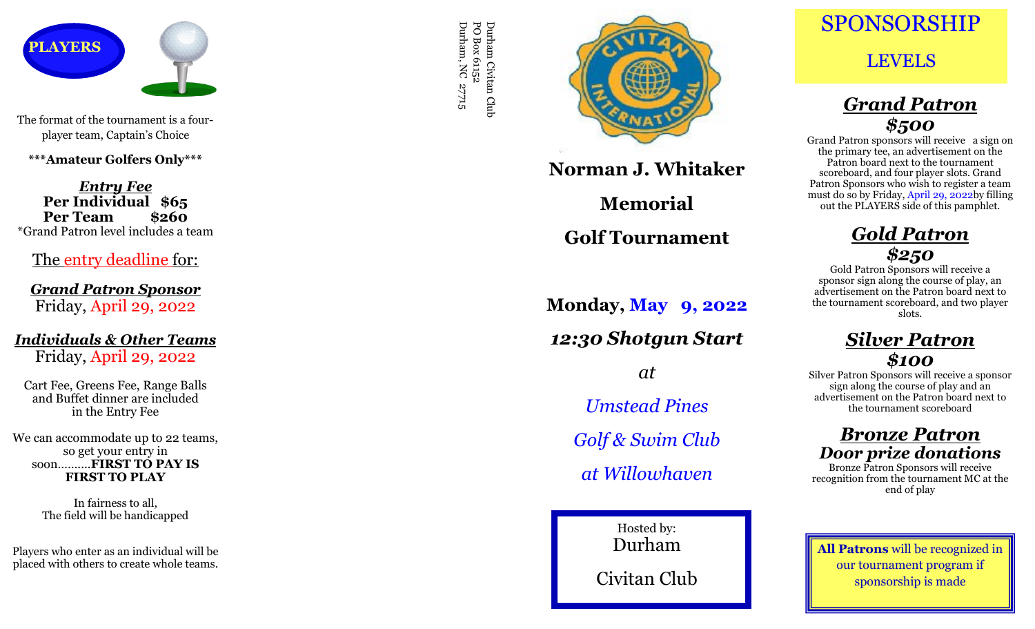## PLAYERS

The format of the tournament is a four-player team, Captain's Choice

**\*\*\*Amateur Golfers Only\*\*\***

***Entry Fee***

**Per Individual $65**

**Per Team $260**

*Grand Patron level includes a team

The entry deadline for:

***Grand Patron Sponsor***

Friday, April 29, 2022

***Individuals & Other Teams***

Friday, April 29, 2022

Cart Fee, Greens Fee, Range Balls and Buffet dinner are included in the Entry Fee

We can accommodate up to 22 teams, so get your entry in soon..........**FIRST TO PAY IS FIRST TO PLAY**

In fairness to all,
The field will be handicapped

Players who enter as an individual will be placed with others to create whole teams.

Durham Civitan Club
PO Box 61152
Durham, NC 27715

CIVITAN INTERNATIONAL

# Norman J. Whitaker Memorial Golf Tournament

**Monday, May 9, 2022**

***12:30 Shotgun Start***

*at*

*Umstead Pines Golf & Swim Club at Willowhaven*

Hosted by:
Durham Civitan Club

# SPONSORSHIP LEVELS

## *Grand Patron*
### *$500*

Grand Patron sponsors will receive a sign on the primary tee, an advertisement on the Patron board next to the tournament scoreboard, and four player slots. Grand Patron Sponsors who wish to register a team must do so by Friday, April 29, 2022by filling out the PLAYERS side of this pamphlet.

## *Gold Patron*
### *$250*

Gold Patron Sponsors will receive a sponsor sign along the course of play, an advertisement on the Patron board next to the tournament scoreboard, and two player slots.

## *Silver Patron*
### *$100*

Silver Patron Sponsors will receive a sponsor sign along the course of play and an advertisement on the Patron board next to the tournament scoreboard

## *Bronze Patron*
### *Door prize donations*

Bronze Patron Sponsors will receive recognition from the tournament MC at the end of play

**All Patrons** will be recognized in our tournament program if sponsorship is made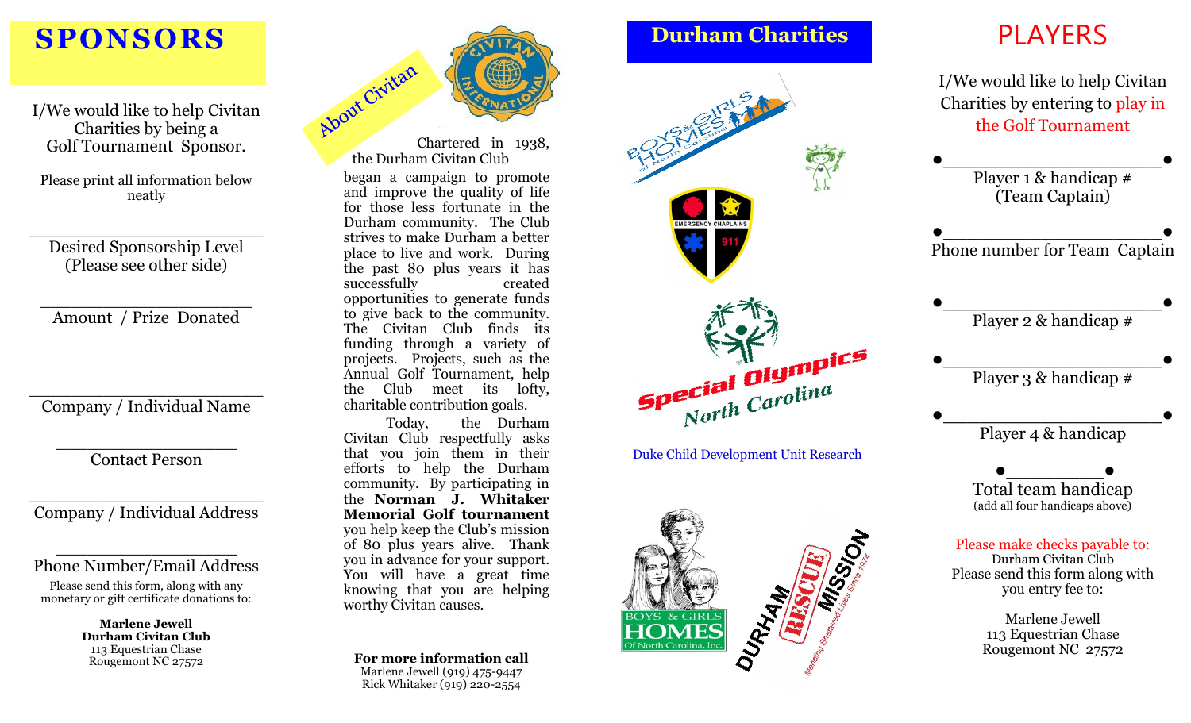# SPONSORS

I/We would like to help Civitan Charities by being a Golf Tournament Sponsor.

Please print all information below neatly

\_\_\_\_\_\_\_\_\_\_\_\_\_\_\_\_\_\_\_\_\_\_\_\_\_\_
Desired Sponsorship Level
(Please see other side)

\_\_\_\_\_\_\_\_\_\_\_\_\_\_\_\_\_\_\_\_\_\_\_\_\_\_
Amount / Prize Donated

\_\_\_\_\_\_\_\_\_\_\_\_\_\_\_\_\_\_\_\_\_\_\_\_\_\_
Company / Individual Name

\_\_\_\_\_\_\_\_\_\_\_\_\_\_\_\_\_\_\_\_
Contact Person

\_\_\_\_\_\_\_\_\_\_\_\_\_\_\_\_\_\_\_\_\_\_\_\_\_\_
Company / Individual Address

\_\_\_\_\_\_\_\_\_\_\_\_\_\_\_\_\_\_\_\_
Phone Number/Email Address

Please send this form, along with any monetary or gift certificate donations to:

**Marlene Jewell**
**Durham Civitan Club**
113 Equestrian Chase
Rougemont NC 27572

## About Civitan

Chartered in 1938, the Durham Civitan Club began a campaign to promote and improve the quality of life for those less fortunate in the Durham community. The Club strives to make Durham a better place to live and work. During the past 80 plus years it has successfully created opportunities to generate funds to give back to the community. The Civitan Club finds its funding through a variety of projects. Projects, such as the Annual Golf Tournament, help the Club meet its lofty, charitable contribution goals.

Today, the Durham Civitan Club respectfully asks that you join them in their efforts to help the Durham community. By participating in the **Norman J. Whitaker Memorial Golf tournament** you help keep the Club's mission of 80 plus years alive. Thank you in advance for your support. You will have a great time knowing that you are helping worthy Civitan causes.

**For more information call**
Marlene Jewell (919) 475-9447
Rick Whitaker (919) 220-2554

## Durham Charities

Boys & Girls Homes of North Carolina

Emergency Chaplains 911

Special Olympics North Carolina

Duke Child Development Unit Research

Boys & Girls Homes Of North Carolina, Inc.

Durham Rescue Mission — Mending Shattered Lives Since 1974

# PLAYERS

I/We would like to help Civitan Charities by entering to play in the Golf Tournament

\_\_\_\_\_\_\_\_\_\_\_\_\_\_\_\_\_\_\_\_\_\_\_\_
Player 1 & handicap #
(Team Captain)

\_\_\_\_\_\_\_\_\_\_\_\_\_\_\_\_\_\_\_\_\_\_\_\_
Phone number for Team Captain

\_\_\_\_\_\_\_\_\_\_\_\_\_\_\_\_\_\_\_\_\_\_\_\_
Player 2 & handicap #

\_\_\_\_\_\_\_\_\_\_\_\_\_\_\_\_\_\_\_\_\_\_\_\_
Player 3 & handicap #

\_\_\_\_\_\_\_\_\_\_\_\_\_\_\_\_\_\_\_\_\_\_\_\_
Player 4 & handicap

\_\_\_\_\_\_\_\_\_\_\_\_
Total team handicap
(add all four handicaps above)

Please make checks payable to:
Durham Civitan Club
Please send this form along with you entry fee to:

Marlene Jewell
113 Equestrian Chase
Rougemont NC 27572